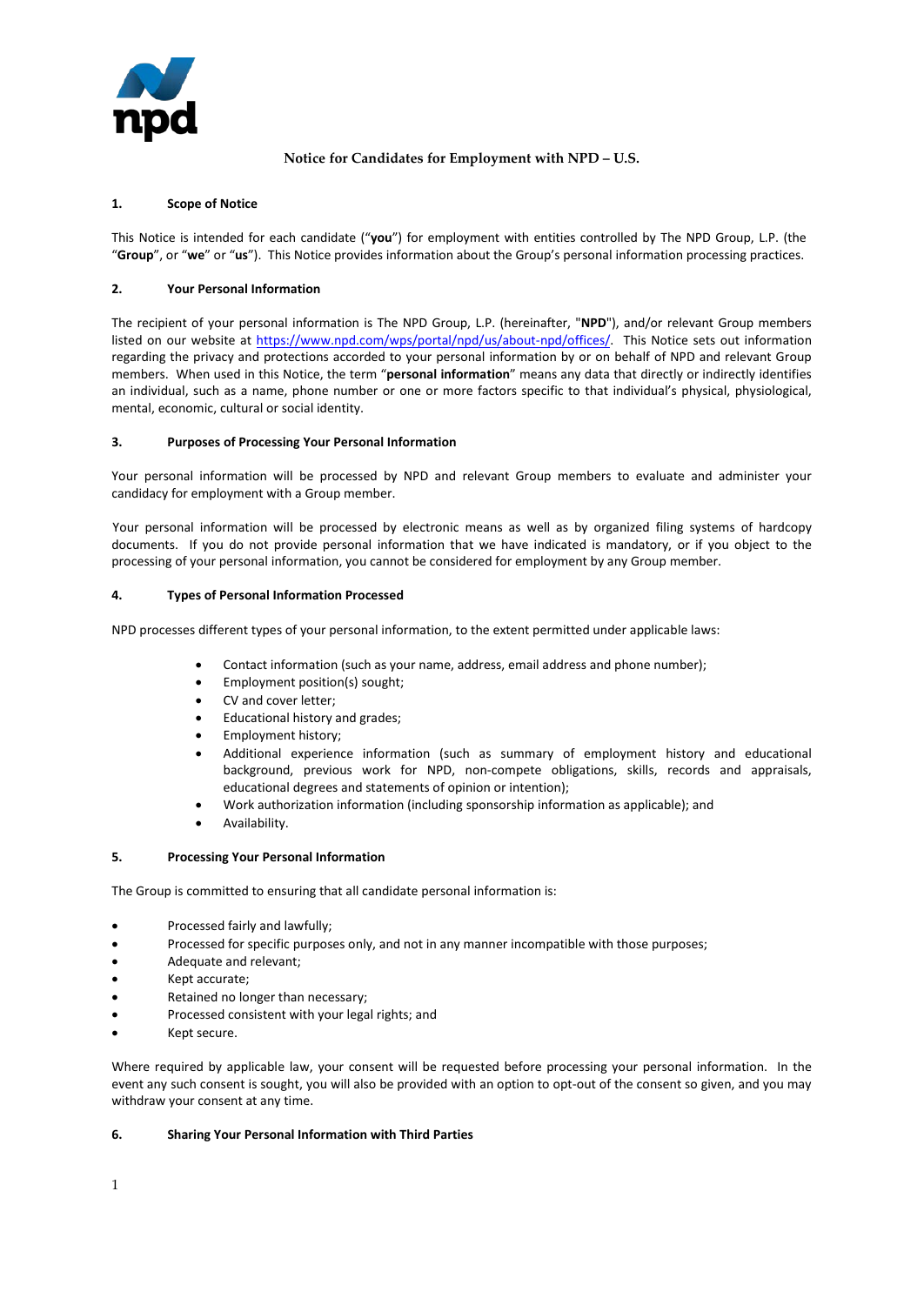# Notice for Candidates for Employment with NPD – U.S.

## 1. Scope of Notice

This Notice is intended for each candidate ("**you**") for employment with entities controlled by The NPD Group, L.P. (the "**Group**", or "**we**" or "**us**"). This Notice provides information about the Group's personal information processing practices.

## 2. Your Personal Information

The recipient of your personal information is The NPD Group, L.P. (hereinafter, "**NPD**"), and/or relevant Group members listed on our website at https://www.npd.com/wps/portal/npd/us/about-npd/offices/. This Notice sets out information regarding the privacy and protections accorded to your personal information by or on behalf of NPD and relevant Group members. When used in this Notice, the term "**personal information**" means any data that directly or indirectly identifies an individual, such as a name, phone number or one or more factors specific to that individual's physical, physiological, mental, economic, cultural or social identity.

## 3. Purposes of Processing Your Personal Information

Your personal information will be processed by NPD and relevant Group members to evaluate and administer your candidacy for employment with a Group member.

Your personal information will be processed by electronic means as well as by organized filing systems of hardcopy documents. If you do not provide personal information that we have indicated is mandatory, or if you object to the processing of your personal information, you cannot be considered for employment by any Group member.

## 4. Types of Personal Information Processed

NPD processes different types of your personal information, to the extent permitted under applicable laws:

- Contact information (such as your name, address, email address and phone number);
- Employment position(s) sought;
- CV and cover letter;
- Educational history and grades;
- Employment history;
- Additional experience information (such as summary of employment history and educational background, previous work for NPD, non-compete obligations, skills, records and appraisals, educational degrees and statements of opinion or intention);
- Work authorization information (including sponsorship information as applicable); and
- Availability.

## 5. Processing Your Personal Information

The Group is committed to ensuring that all candidate personal information is:

- Processed fairly and lawfully;
- Processed for specific purposes only, and not in any manner incompatible with those purposes;
- Adequate and relevant;
- Kept accurate;
- Retained no longer than necessary;
- Processed consistent with your legal rights; and
- Kept secure.

Where required by applicable law, your consent will be requested before processing your personal information. In the event any such consent is sought, you will also be provided with an option to opt-out of the consent so given, and you may withdraw your consent at any time.

## 6. Sharing Your Personal Information with Third Parties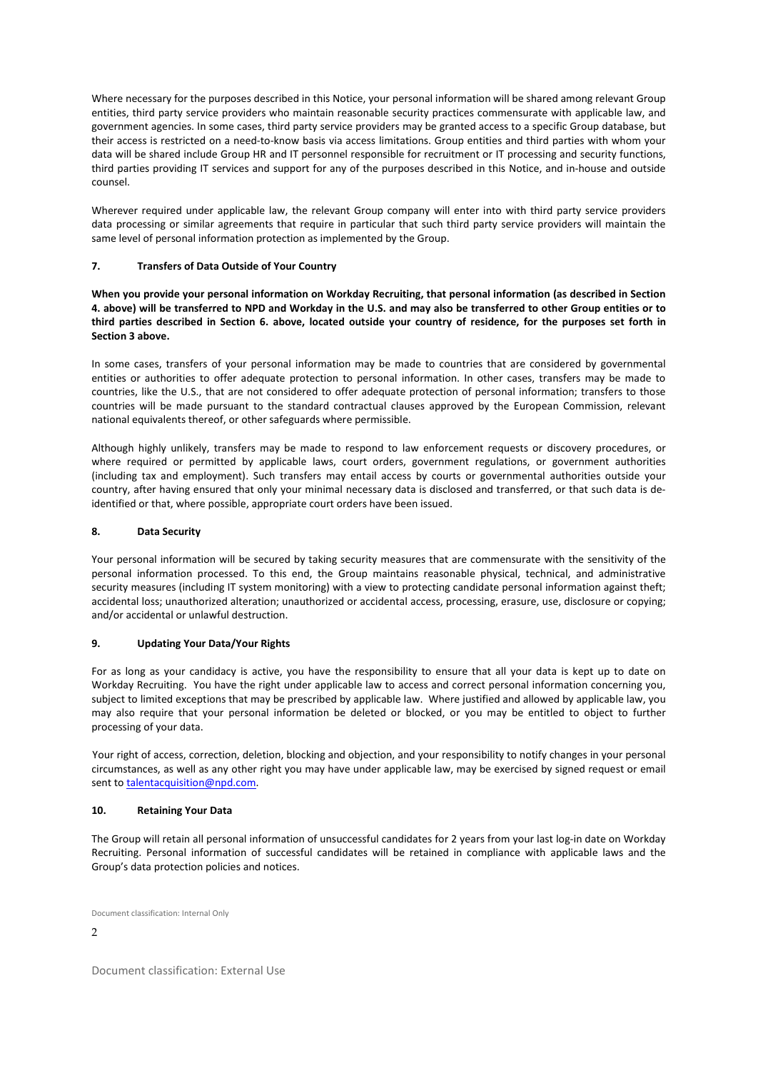Where necessary for the purposes described in this Notice, your personal information will be shared among relevant Group entities, third party service providers who maintain reasonable security practices commensurate with applicable law, and government agencies. In some cases, third party service providers may be granted access to a specific Group database, but their access is restricted on a need-to-know basis via access limitations. Group entities and third parties with whom your data will be shared include Group HR and IT personnel responsible for recruitment or IT processing and security functions, third parties providing IT services and support for any of the purposes described in this Notice, and in-house and outside counsel.

Wherever required under applicable law, the relevant Group company will enter into with third party service providers data processing or similar agreements that require in particular that such third party service providers will maintain the same level of personal information protection as implemented by the Group.

### 7. Transfers of Data Outside of Your Country

**When you provide your personal information on Workday Recruiting, that personal information (as described in Section 4. above) will be transferred to NPD and Workday in the U.S. and may also be transferred to other Group entities or to third parties described in Section 6. above, located outside your country of residence, for the purposes set forth in Section 3 above.**

In some cases, transfers of your personal information may be made to countries that are considered by governmental entities or authorities to offer adequate protection to personal information. In other cases, transfers may be made to countries, like the U.S., that are not considered to offer adequate protection of personal information; transfers to those countries will be made pursuant to the standard contractual clauses approved by the European Commission, relevant national equivalents thereof, or other safeguards where permissible.

Although highly unlikely, transfers may be made to respond to law enforcement requests or discovery procedures, or where required or permitted by applicable laws, court orders, government regulations, or government authorities (including tax and employment). Such transfers may entail access by courts or governmental authorities outside your country, after having ensured that only your minimal necessary data is disclosed and transferred, or that such data is de-identified or that, where possible, appropriate court orders have been issued.

### 8. Data Security

Your personal information will be secured by taking security measures that are commensurate with the sensitivity of the personal information processed. To this end, the Group maintains reasonable physical, technical, and administrative security measures (including IT system monitoring) with a view to protecting candidate personal information against theft; accidental loss; unauthorized alteration; unauthorized or accidental access, processing, erasure, use, disclosure or copying; and/or accidental or unlawful destruction.

### 9. Updating Your Data/Your Rights

For as long as your candidacy is active, you have the responsibility to ensure that all your data is kept up to date on Workday Recruiting. You have the right under applicable law to access and correct personal information concerning you, subject to limited exceptions that may be prescribed by applicable law. Where justified and allowed by applicable law, you may also require that your personal information be deleted or blocked, or you may be entitled to object to further processing of your data.

Your right of access, correction, deletion, blocking and objection, and your responsibility to notify changes in your personal circumstances, as well as any other right you may have under applicable law, may be exercised by signed request or email sent to talentacquisition@npd.com.

### 10. Retaining Your Data

The Group will retain all personal information of unsuccessful candidates for 2 years from your last log-in date on Workday Recruiting. Personal information of successful candidates will be retained in compliance with applicable laws and the Group's data protection policies and notices.

Document classification: Internal Only

Document classification: External Use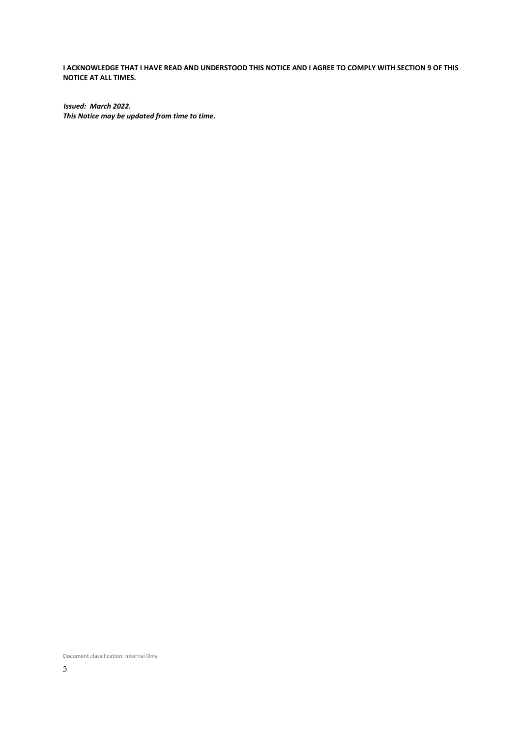**I ACKNOWLEDGE THAT I HAVE READ AND UNDERSTOOD THIS NOTICE AND I AGREE TO COMPLY WITH SECTION 9 OF THIS NOTICE AT ALL TIMES.**

***Issued: March 2022.***
***This Notice may be updated from time to time.***

Document classification: Internal Only